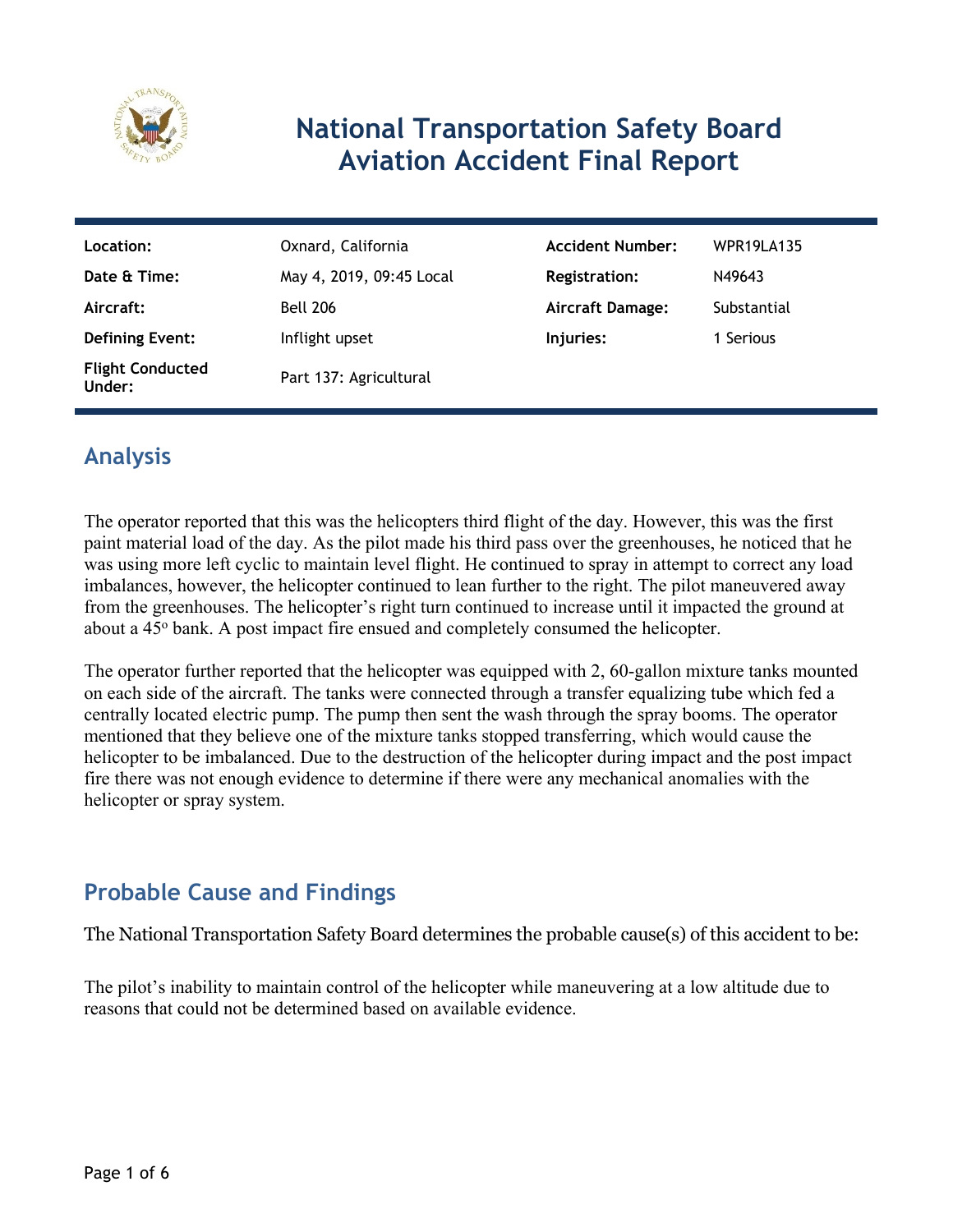# National Transportation Safety Board Aviation Accident Final Report

| | | | |
|---|---|---|---|
| **Location:** | Oxnard, California | **Accident Number:** | WPR19LA135 |
| **Date & Time:** | May 4, 2019, 09:45 Local | **Registration:** | N49643 |
| **Aircraft:** | Bell 206 | **Aircraft Damage:** | Substantial |
| **Defining Event:** | Inflight upset | **Injuries:** | 1 Serious |
| **Flight Conducted Under:** | Part 137: Agricultural | | |

## Analysis

The operator reported that this was the helicopters third flight of the day. However, this was the first paint material load of the day. As the pilot made his third pass over the greenhouses, he noticed that he was using more left cyclic to maintain level flight. He continued to spray in attempt to correct any load imbalances, however, the helicopter continued to lean further to the right. The pilot maneuvered away from the greenhouses. The helicopter's right turn continued to increase until it impacted the ground at about a 45° bank. A post impact fire ensued and completely consumed the helicopter.

The operator further reported that the helicopter was equipped with 2, 60-gallon mixture tanks mounted on each side of the aircraft. The tanks were connected through a transfer equalizing tube which fed a centrally located electric pump. The pump then sent the wash through the spray booms. The operator mentioned that they believe one of the mixture tanks stopped transferring, which would cause the helicopter to be imbalanced. Due to the destruction of the helicopter during impact and the post impact fire there was not enough evidence to determine if there were any mechanical anomalies with the helicopter or spray system.

## Probable Cause and Findings

The National Transportation Safety Board determines the probable cause(s) of this accident to be:

The pilot's inability to maintain control of the helicopter while maneuvering at a low altitude due to reasons that could not be determined based on available evidence.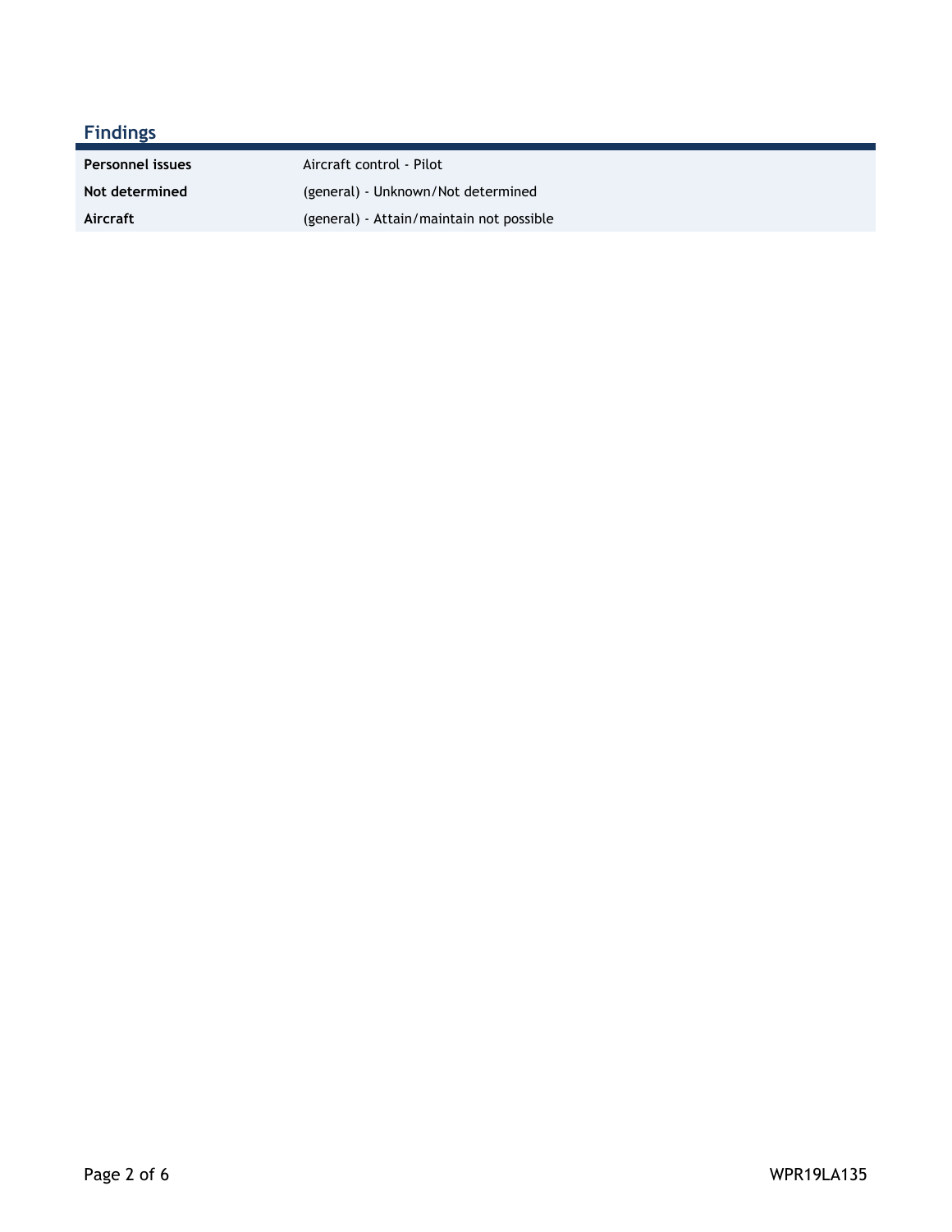## Findings

| | |
|---|---|
| **Personnel issues** | Aircraft control - Pilot |
| **Not determined** | (general) - Unknown/Not determined |
| **Aircraft** | (general) - Attain/maintain not possible |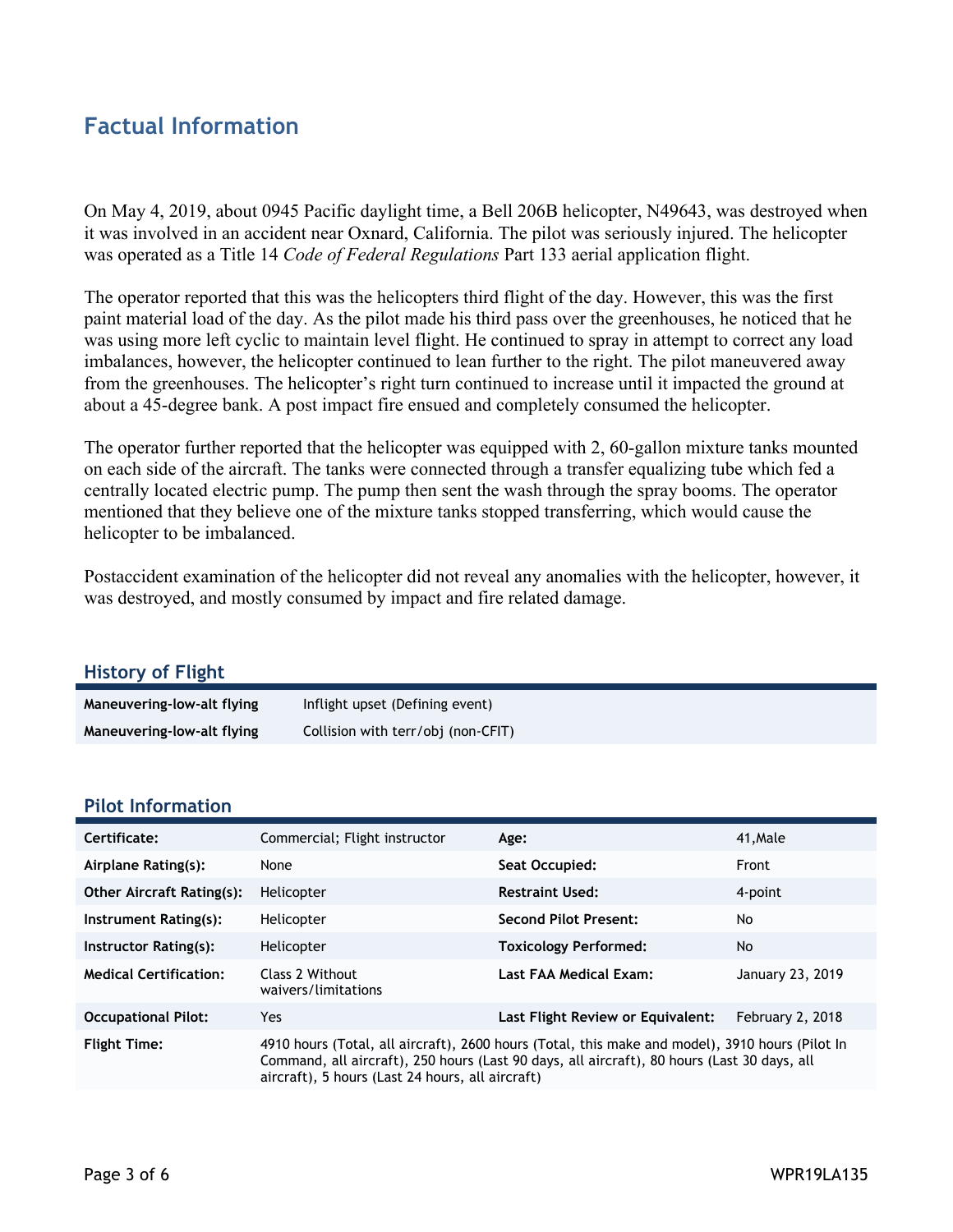## Factual Information

On May 4, 2019, about 0945 Pacific daylight time, a Bell 206B helicopter, N49643, was destroyed when it was involved in an accident near Oxnard, California. The pilot was seriously injured. The helicopter was operated as a Title 14 *Code of Federal Regulations* Part 133 aerial application flight.

The operator reported that this was the helicopters third flight of the day. However, this was the first paint material load of the day. As the pilot made his third pass over the greenhouses, he noticed that he was using more left cyclic to maintain level flight. He continued to spray in attempt to correct any load imbalances, however, the helicopter continued to lean further to the right. The pilot maneuvered away from the greenhouses. The helicopter's right turn continued to increase until it impacted the ground at about a 45-degree bank. A post impact fire ensued and completely consumed the helicopter.

The operator further reported that the helicopter was equipped with 2, 60-gallon mixture tanks mounted on each side of the aircraft. The tanks were connected through a transfer equalizing tube which fed a centrally located electric pump. The pump then sent the wash through the spray booms. The operator mentioned that they believe one of the mixture tanks stopped transferring, which would cause the helicopter to be imbalanced.

Postaccident examination of the helicopter did not reveal any anomalies with the helicopter, however, it was destroyed, and mostly consumed by impact and fire related damage.

### History of Flight

| | |
|---|---|
| **Maneuvering-low-alt flying** | Inflight upset (Defining event) |
| **Maneuvering-low-alt flying** | Collision with terr/obj (non-CFIT) |

### Pilot Information

| | | | |
|---|---|---|---|
| **Certificate:** | Commercial; Flight instructor | **Age:** | 41,Male |
| **Airplane Rating(s):** | None | **Seat Occupied:** | Front |
| **Other Aircraft Rating(s):** | Helicopter | **Restraint Used:** | 4-point |
| **Instrument Rating(s):** | Helicopter | **Second Pilot Present:** | No |
| **Instructor Rating(s):** | Helicopter | **Toxicology Performed:** | No |
| **Medical Certification:** | Class 2 Without waivers/limitations | **Last FAA Medical Exam:** | January 23, 2019 |
| **Occupational Pilot:** | Yes | **Last Flight Review or Equivalent:** | February 2, 2018 |
| **Flight Time:** | 4910 hours (Total, all aircraft), 2600 hours (Total, this make and model), 3910 hours (Pilot In Command, all aircraft), 250 hours (Last 90 days, all aircraft), 80 hours (Last 30 days, all aircraft), 5 hours (Last 24 hours, all aircraft) | | |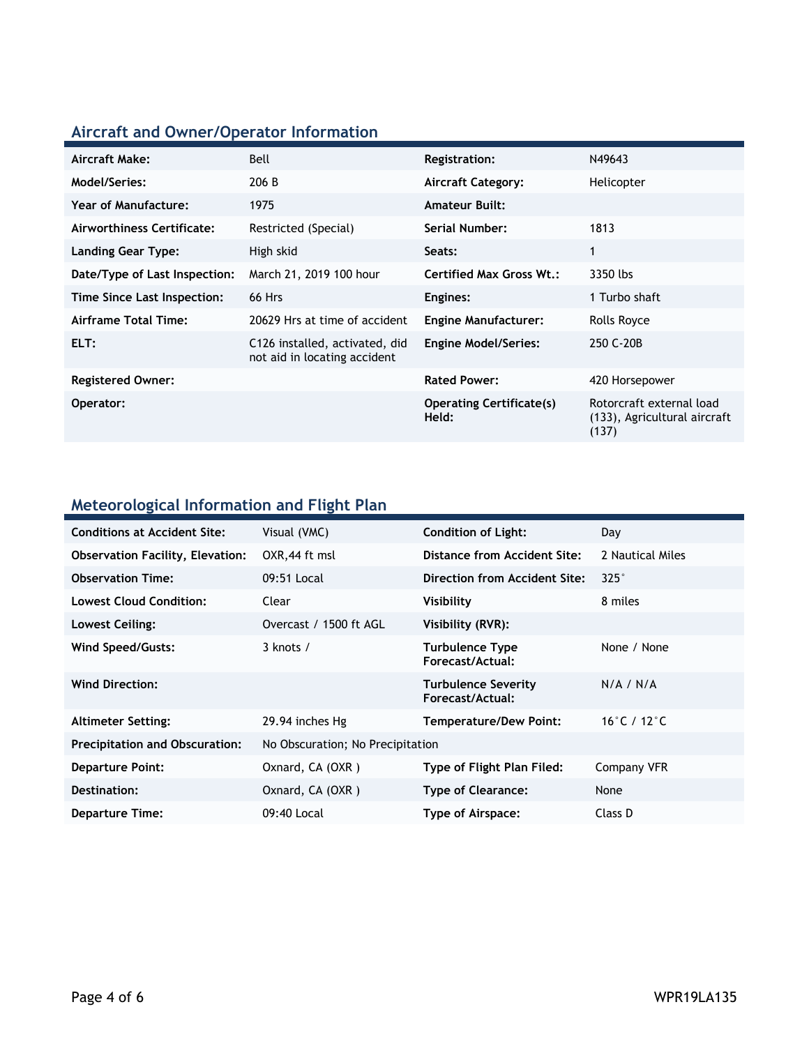## Aircraft and Owner/Operator Information

| | | | |
|---|---|---|---|
| **Aircraft Make:** | Bell | **Registration:** | N49643 |
| **Model/Series:** | 206 B | **Aircraft Category:** | Helicopter |
| **Year of Manufacture:** | 1975 | **Amateur Built:** | |
| **Airworthiness Certificate:** | Restricted (Special) | **Serial Number:** | 1813 |
| **Landing Gear Type:** | High skid | **Seats:** | 1 |
| **Date/Type of Last Inspection:** | March 21, 2019 100 hour | **Certified Max Gross Wt.:** | 3350 lbs |
| **Time Since Last Inspection:** | 66 Hrs | **Engines:** | 1 Turbo shaft |
| **Airframe Total Time:** | 20629 Hrs at time of accident | **Engine Manufacturer:** | Rolls Royce |
| **ELT:** | C126 installed, activated, did not aid in locating accident | **Engine Model/Series:** | 250 C-20B |
| **Registered Owner:** | | **Rated Power:** | 420 Horsepower |
| **Operator:** | | **Operating Certificate(s) Held:** | Rotorcraft external load (133), Agricultural aircraft (137) |

## Meteorological Information and Flight Plan

| | | | |
|---|---|---|---|
| **Conditions at Accident Site:** | Visual (VMC) | **Condition of Light:** | Day |
| **Observation Facility, Elevation:** | OXR,44 ft msl | **Distance from Accident Site:** | 2 Nautical Miles |
| **Observation Time:** | 09:51 Local | **Direction from Accident Site:** | 325° |
| **Lowest Cloud Condition:** | Clear | **Visibility** | 8 miles |
| **Lowest Ceiling:** | Overcast / 1500 ft AGL | **Visibility (RVR):** | |
| **Wind Speed/Gusts:** | 3 knots / | **Turbulence Type Forecast/Actual:** | None / None |
| **Wind Direction:** | | **Turbulence Severity Forecast/Actual:** | N/A / N/A |
| **Altimeter Setting:** | 29.94 inches Hg | **Temperature/Dew Point:** | 16°C / 12°C |
| **Precipitation and Obscuration:** | No Obscuration; No Precipitation | | |
| **Departure Point:** | Oxnard, CA (OXR ) | **Type of Flight Plan Filed:** | Company VFR |
| **Destination:** | Oxnard, CA (OXR ) | **Type of Clearance:** | None |
| **Departure Time:** | 09:40 Local | **Type of Airspace:** | Class D |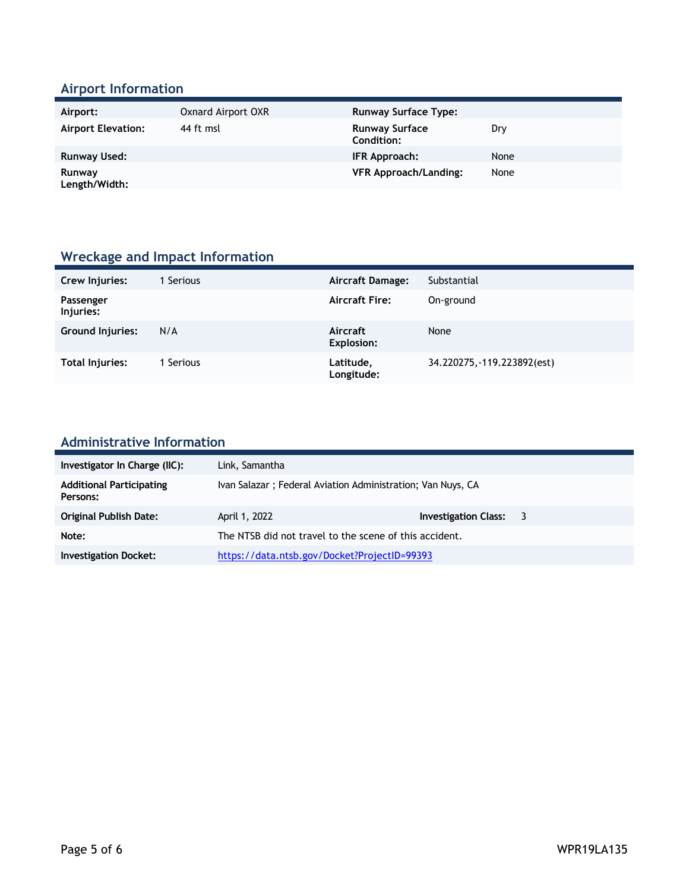## Airport Information

| | | | |
|---|---|---|---|
| **Airport:** | Oxnard Airport OXR | **Runway Surface Type:** | |
| **Airport Elevation:** | 44 ft msl | **Runway Surface Condition:** | Dry |
| **Runway Used:** | | **IFR Approach:** | None |
| **Runway Length/Width:** | | **VFR Approach/Landing:** | None |

## Wreckage and Impact Information

| | | | |
|---|---|---|---|
| **Crew Injuries:** | 1 Serious | **Aircraft Damage:** | Substantial |
| **Passenger Injuries:** | | **Aircraft Fire:** | On-ground |
| **Ground Injuries:** | N/A | **Aircraft Explosion:** | None |
| **Total Injuries:** | 1 Serious | **Latitude, Longitude:** | 34.220275,-119.223892(est) |

## Administrative Information

| | | | |
|---|---|---|---|
| **Investigator In Charge (IIC):** | Link, Samantha | | |
| **Additional Participating Persons:** | Ivan Salazar ; Federal Aviation Administration; Van Nuys, CA | | |
| **Original Publish Date:** | April 1, 2022 | **Investigation Class:** | 3 |
| **Note:** | The NTSB did not travel to the scene of this accident. | | |
| **Investigation Docket:** | https://data.ntsb.gov/Docket?ProjectID=99393 | | |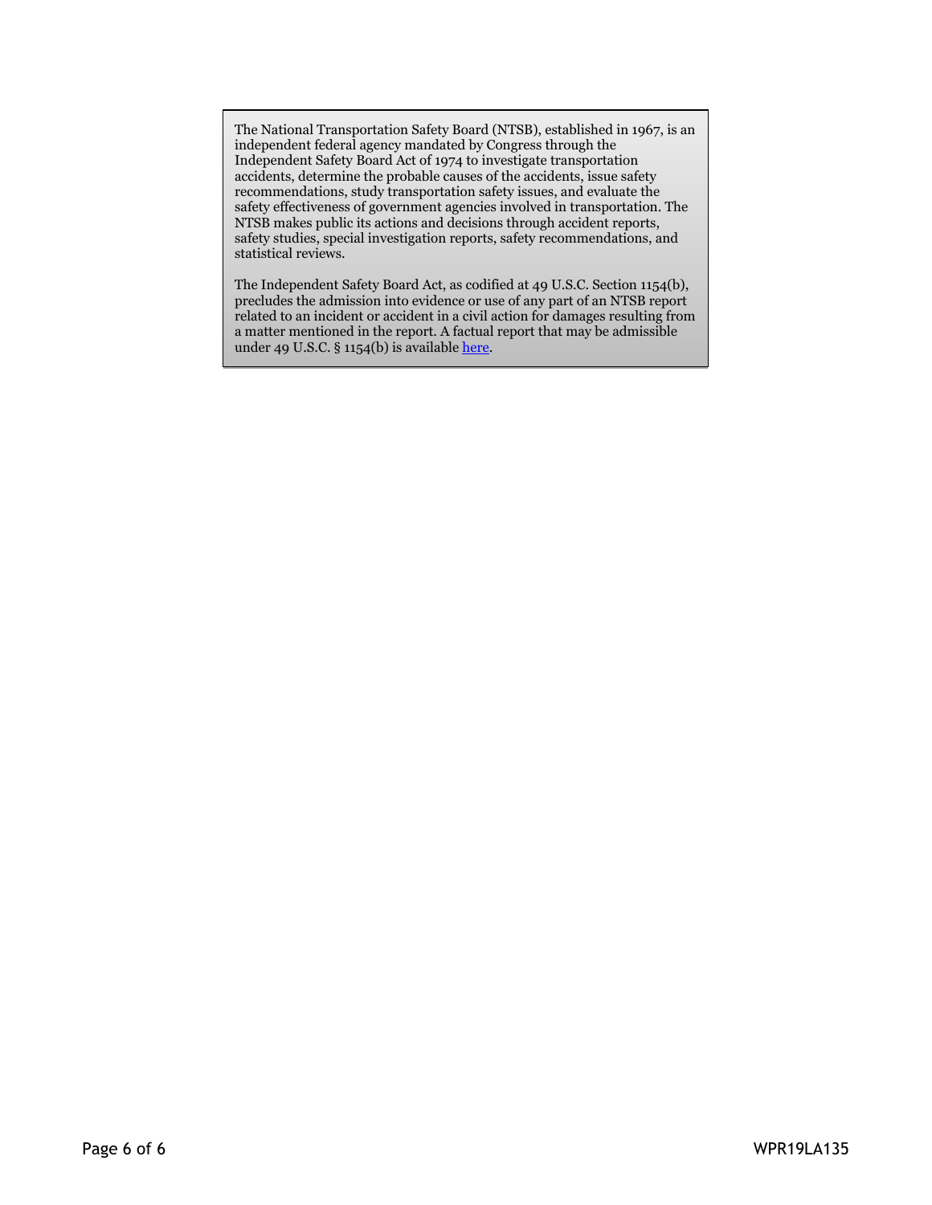The National Transportation Safety Board (NTSB), established in 1967, is an independent federal agency mandated by Congress through the Independent Safety Board Act of 1974 to investigate transportation accidents, determine the probable causes of the accidents, issue safety recommendations, study transportation safety issues, and evaluate the safety effectiveness of government agencies involved in transportation. The NTSB makes public its actions and decisions through accident reports, safety studies, special investigation reports, safety recommendations, and statistical reviews.

The Independent Safety Board Act, as codified at 49 U.S.C. Section 1154(b), precludes the admission into evidence or use of any part of an NTSB report related to an incident or accident in a civil action for damages resulting from a matter mentioned in the report. A factual report that may be admissible under 49 U.S.C. § 1154(b) is available here.